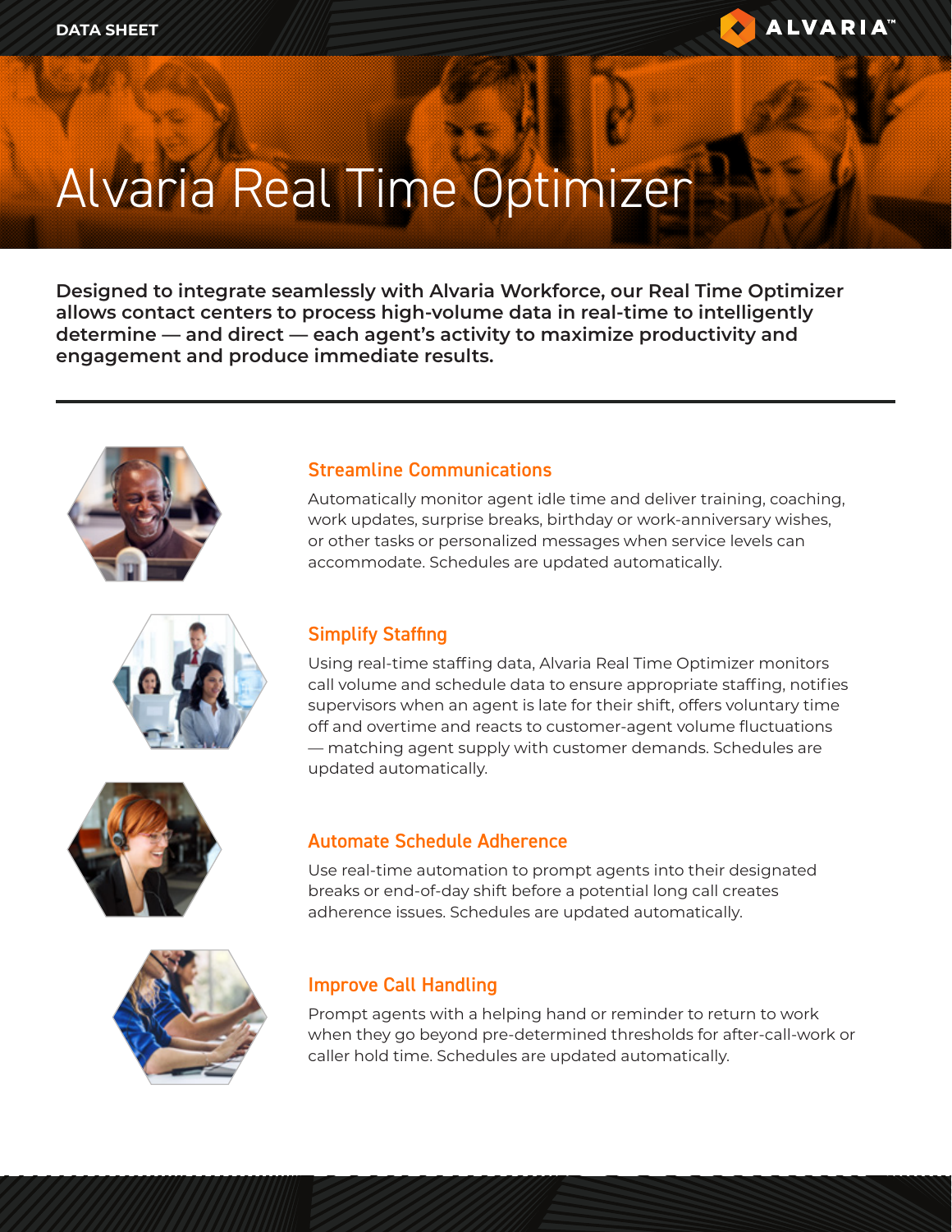DATA SHEET

# Alvaria Real Time Optimizer

**Designed to integrate seamlessly with Alvaria Workforce, our Real Time Optimizer allows contact centers to process high-volume data in real-time to intelligently determine — and direct — each agent's activity to maximize productivity and engagement and produce immediate results.**

---

## Streamline Communications

Automatically monitor agent idle time and deliver training, coaching, work updates, surprise breaks, birthday or work-anniversary wishes, or other tasks or personalized messages when service levels can accommodate. Schedules are updated automatically.

## Simplify Staffing

Using real-time staffing data, Alvaria Real Time Optimizer monitors call volume and schedule data to ensure appropriate staffing, notifies supervisors when an agent is late for their shift, offers voluntary time off and overtime and reacts to customer-agent volume fluctuations — matching agent supply with customer demands. Schedules are updated automatically.

## Automate Schedule Adherence

Use real-time automation to prompt agents into their designated breaks or end-of-day shift before a potential long call creates adherence issues. Schedules are updated automatically.

## Improve Call Handling

Prompt agents with a helping hand or reminder to return to work when they go beyond pre-determined thresholds for after-call-work or caller hold time. Schedules are updated automatically.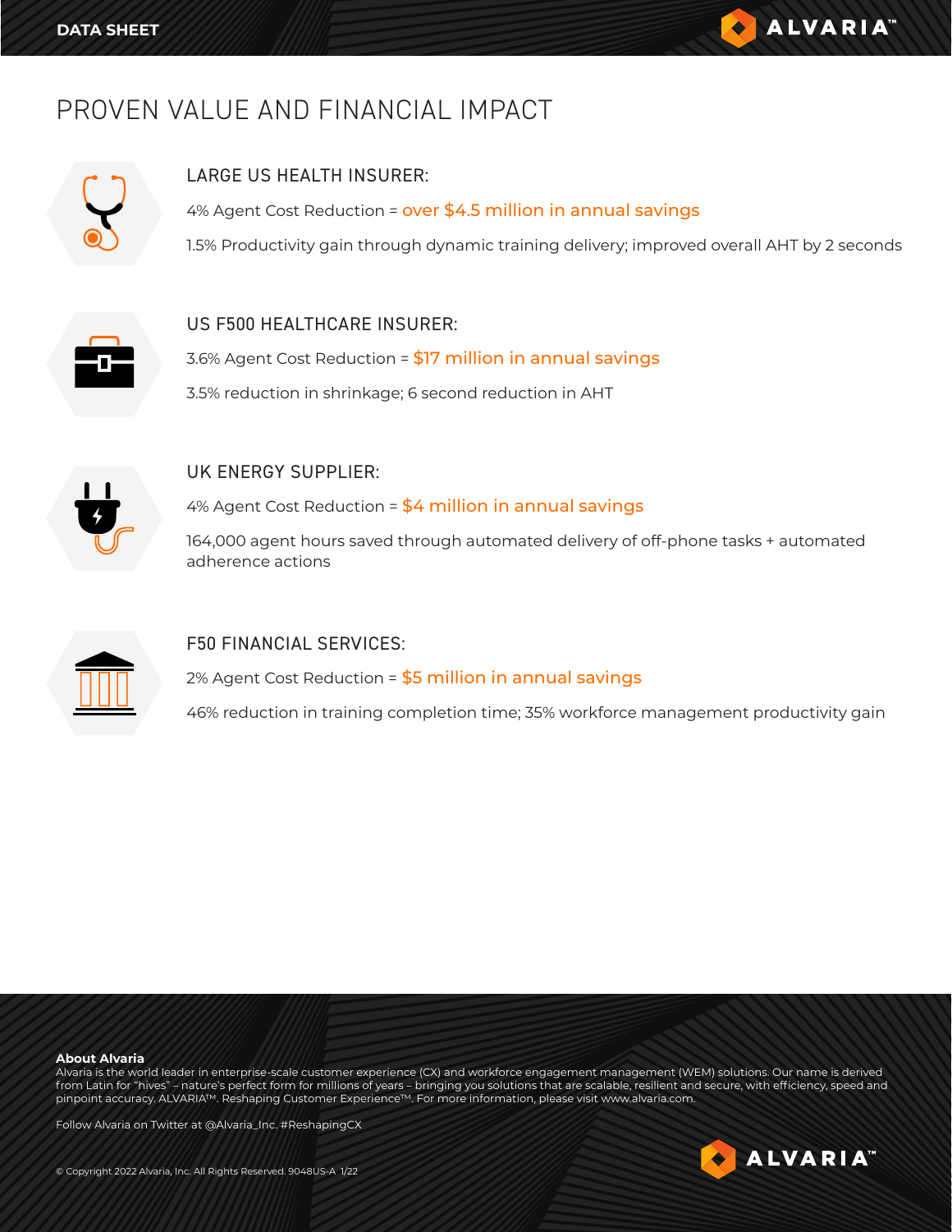# PROVEN VALUE AND FINANCIAL IMPACT

## LARGE US HEALTH INSURER:

4% Agent Cost Reduction = over $4.5 million in annual savings

1.5% Productivity gain through dynamic training delivery; improved overall AHT by 2 seconds

## US F500 HEALTHCARE INSURER:

3.6% Agent Cost Reduction = $17 million in annual savings

3.5% reduction in shrinkage; 6 second reduction in AHT

## UK ENERGY SUPPLIER:

4% Agent Cost Reduction = $4 million in annual savings

164,000 agent hours saved through automated delivery of off-phone tasks + automated adherence actions

## F50 FINANCIAL SERVICES:

2% Agent Cost Reduction = $5 million in annual savings

46% reduction in training completion time; 35% workforce management productivity gain

**About Alvaria**

Alvaria is the world leader in enterprise-scale customer experience (CX) and workforce engagement management (WEM) solutions. Our name is derived from Latin for "hives" – nature's perfect form for millions of years – bringing you solutions that are scalable, resilient and secure, with efficiency, speed and pinpoint accuracy. ALVARIA™. Reshaping Customer Experience™. For more information, please visit www.alvaria.com.

Follow Alvaria on Twitter at @Alvaria_Inc. #ReshapingCX

© Copyright 2022 Alvaria, Inc. All Rights Reserved. 9048US-A 1/22